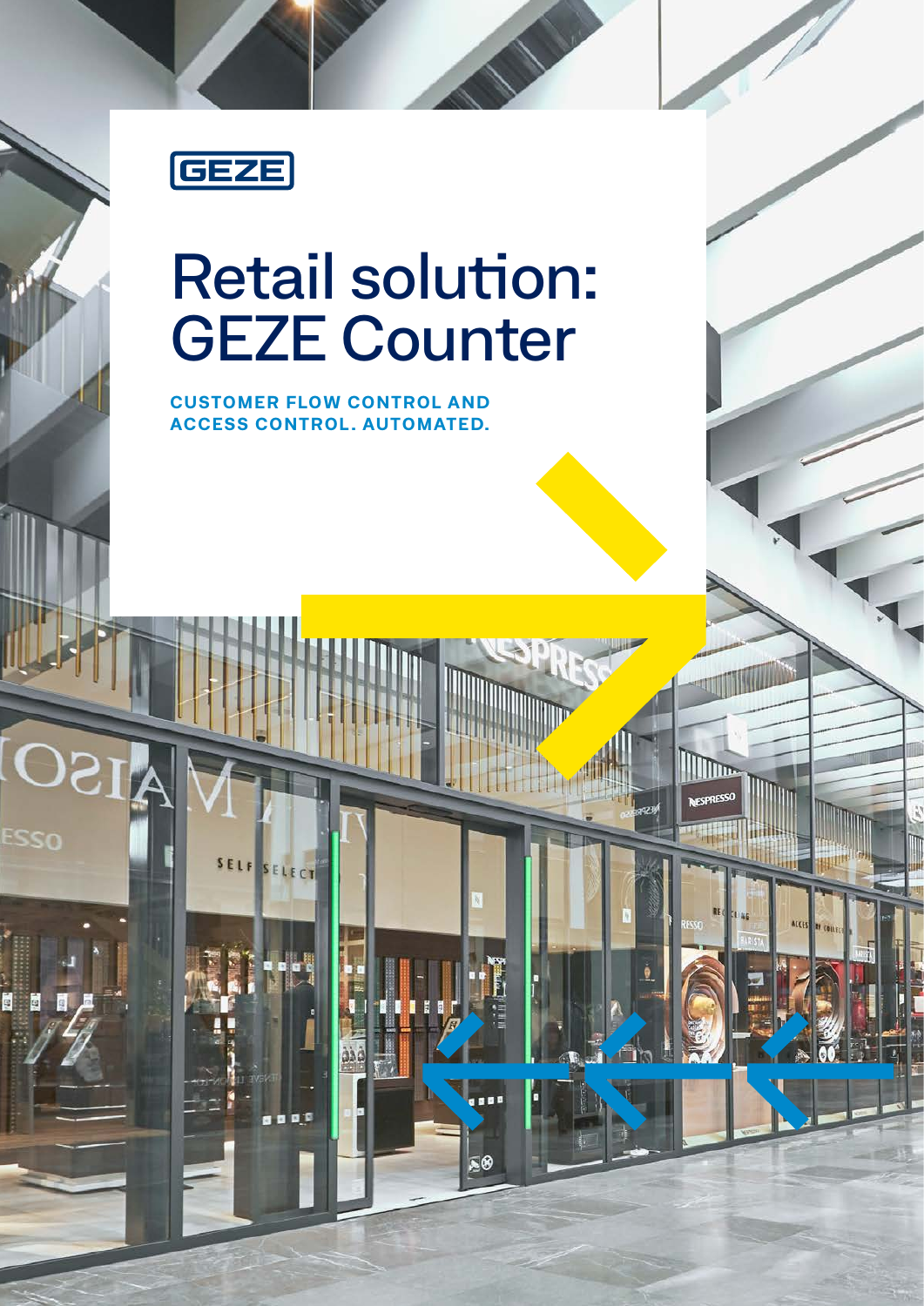GEZE

# Retail solution: GEZE Counter

**CUSTOMER FLOW CONTROL AND ACCESS CONTROL. AUTOMATED.**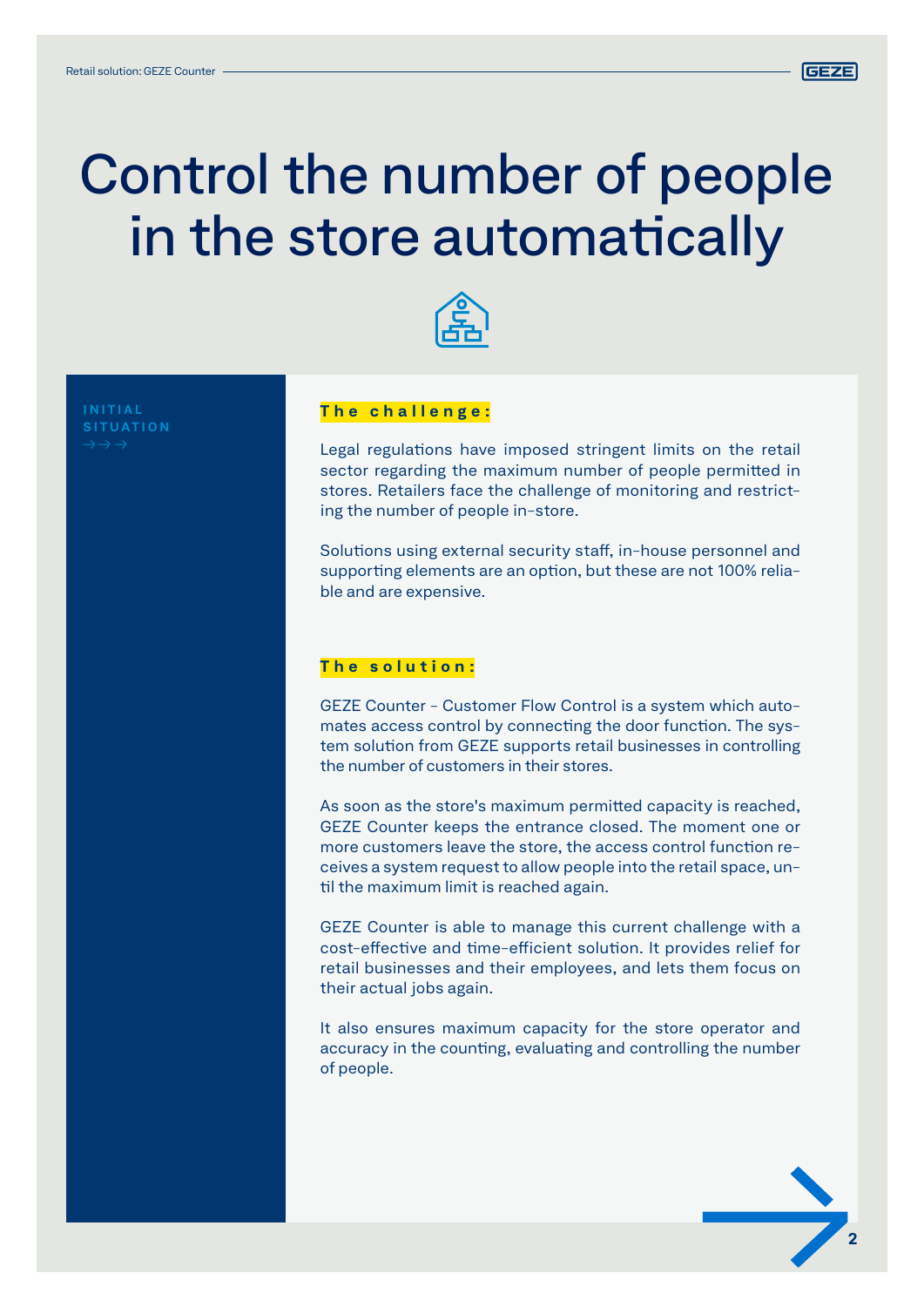# Control the number of people in the store automatically

INITIAL SITUATION
→→→

## The challenge:

Legal regulations have imposed stringent limits on the retail sector regarding the maximum number of people permitted in stores. Retailers face the challenge of monitoring and restricting the number of people in-store.

Solutions using external security staff, in-house personnel and supporting elements are an option, but these are not 100% reliable and are expensive.

## The solution:

GEZE Counter – Customer Flow Control is a system which automates access control by connecting the door function. The system solution from GEZE supports retail businesses in controlling the number of customers in their stores.

As soon as the store's maximum permitted capacity is reached, GEZE Counter keeps the entrance closed. The moment one or more customers leave the store, the access control function receives a system request to allow people into the retail space, until the maximum limit is reached again.

GEZE Counter is able to manage this current challenge with a cost-effective and time-efficient solution. It provides relief for retail businesses and their employees, and lets them focus on their actual jobs again.

It also ensures maximum capacity for the store operator and accuracy in the counting, evaluating and controlling the number of people.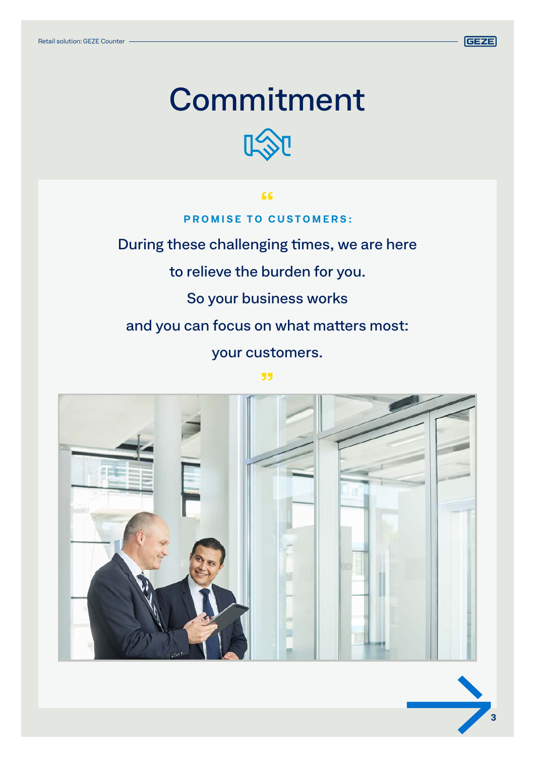# Commitment

“

**PROMISE TO CUSTOMERS:**

During these challenging times, we are here to relieve the burden for you. So your business works and you can focus on what matters most: your customers.

”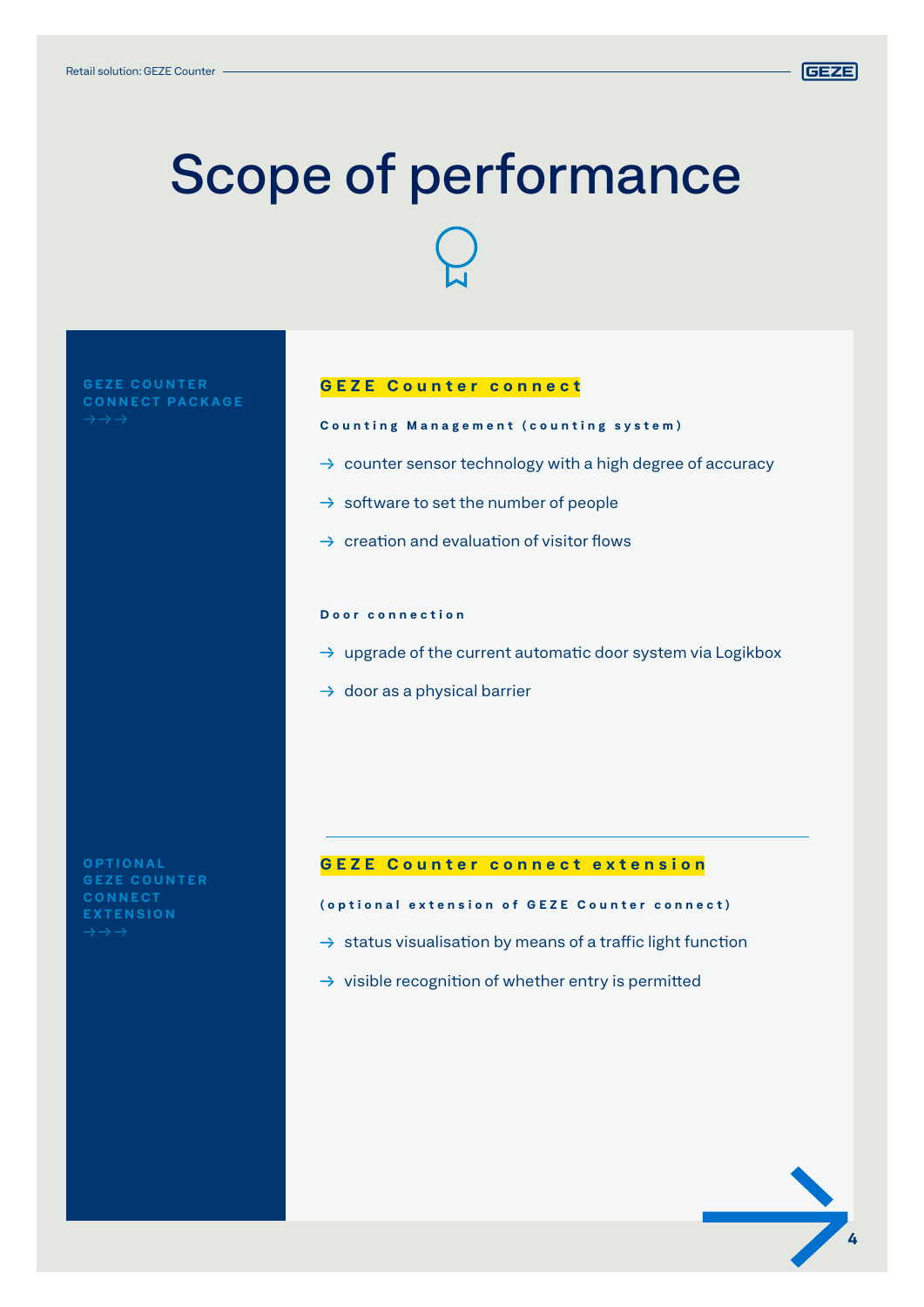# Scope of performance

**GEZE COUNTER CONNECT PACKAGE**
→→→

## GEZE Counter connect

**Counting Management (counting system)**

→ counter sensor technology with a high degree of accuracy

→ software to set the number of people

→ creation and evaluation of visitor flows

**Door connection**

→ upgrade of the current automatic door system via Logikbox

→ door as a physical barrier

---

**OPTIONAL GEZE COUNTER CONNECT EXTENSION**
→→→

## GEZE Counter connect extension

**(optional extension of GEZE Counter connect)**

→ status visualisation by means of a traffic light function

→ visible recognition of whether entry is permitted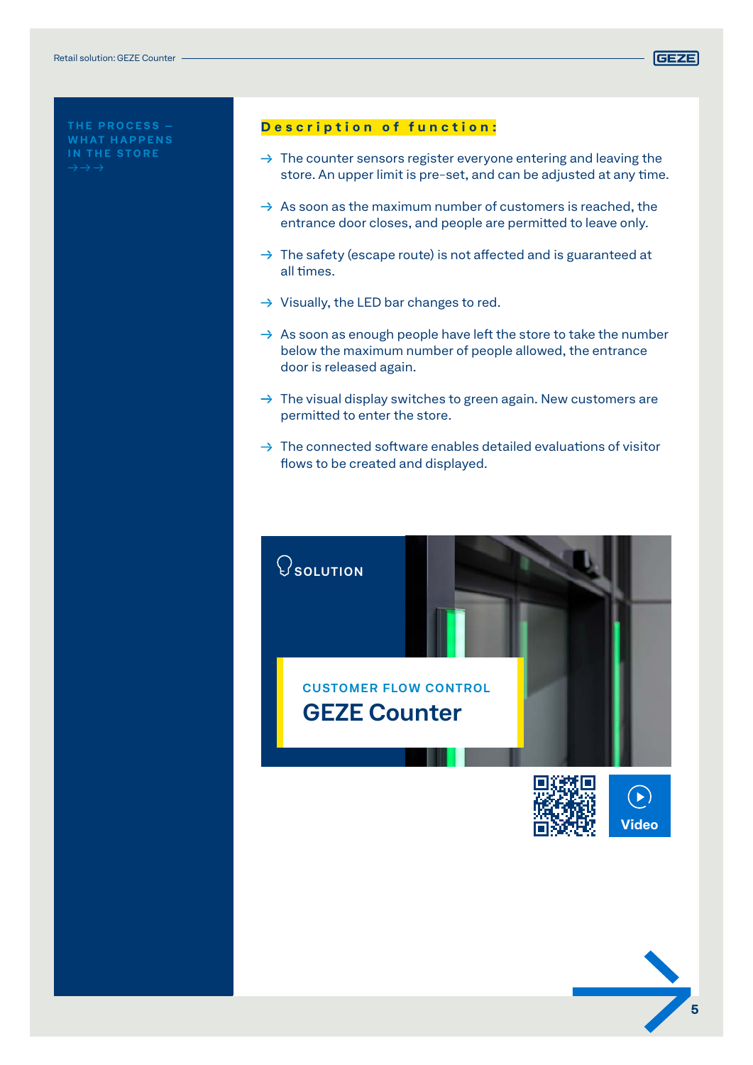THE PROCESS – WHAT HAPPENS IN THE STORE →→→

## Description of function:

→ The counter sensors register everyone entering and leaving the store. An upper limit is pre-set, and can be adjusted at any time.

→ As soon as the maximum number of customers is reached, the entrance door closes, and people are permitted to leave only.

→ The safety (escape route) is not affected and is guaranteed at all times.

→ Visually, the LED bar changes to red.

→ As soon as enough people have left the store to take the number below the maximum number of people allowed, the entrance door is released again.

→ The visual display switches to green again. New customers are permitted to enter the store.

→ The connected software enables detailed evaluations of visitor flows to be created and displayed.

SOLUTION

CUSTOMER FLOW CONTROL

**GEZE Counter**

Video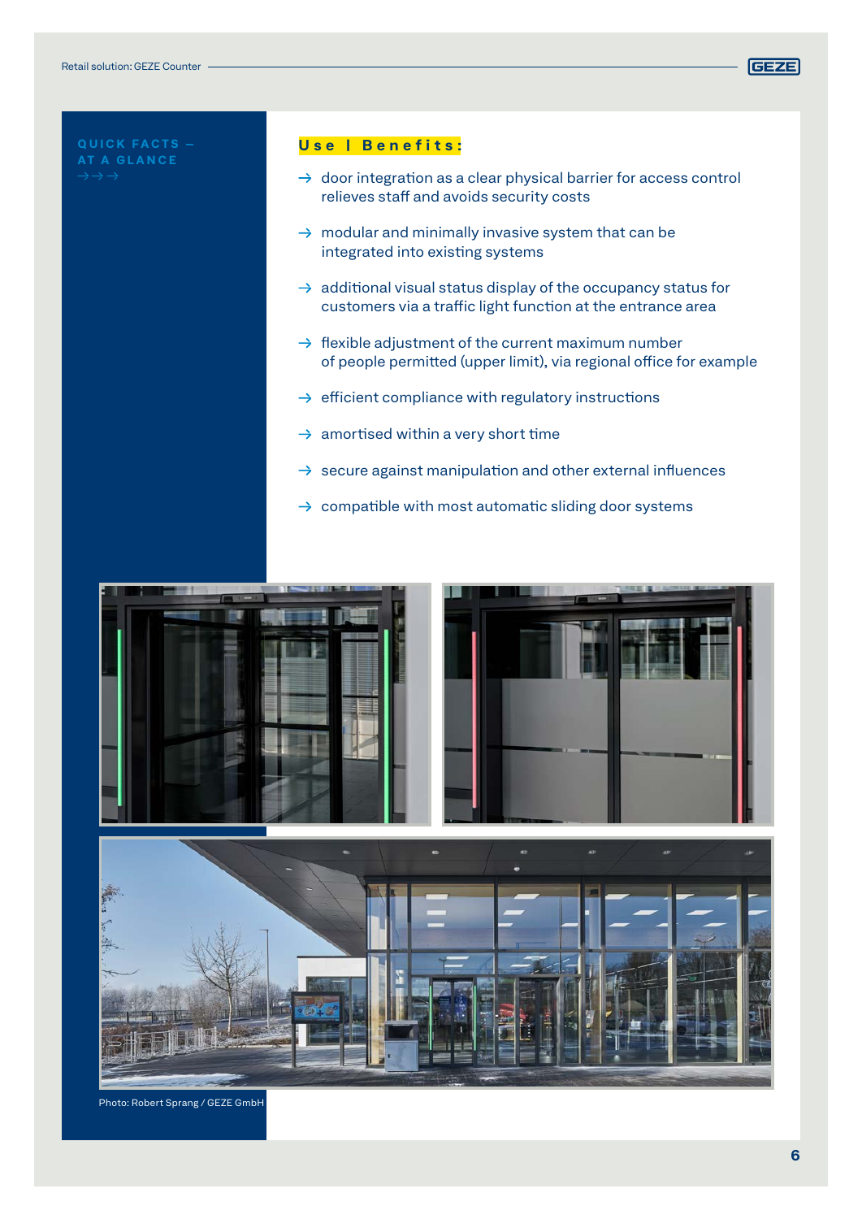QUICK FACTS – AT A GLANCE →→→

## Use | Benefits:

- → door integration as a clear physical barrier for access control relieves staff and avoids security costs
- → modular and minimally invasive system that can be integrated into existing systems
- → additional visual status display of the occupancy status for customers via a traffic light function at the entrance area
- → flexible adjustment of the current maximum number of people permitted (upper limit), via regional office for example
- → efficient compliance with regulatory instructions
- → amortised within a very short time
- → secure against manipulation and other external influences
- → compatible with most automatic sliding door systems

Photo: Robert Sprang / GEZE GmbH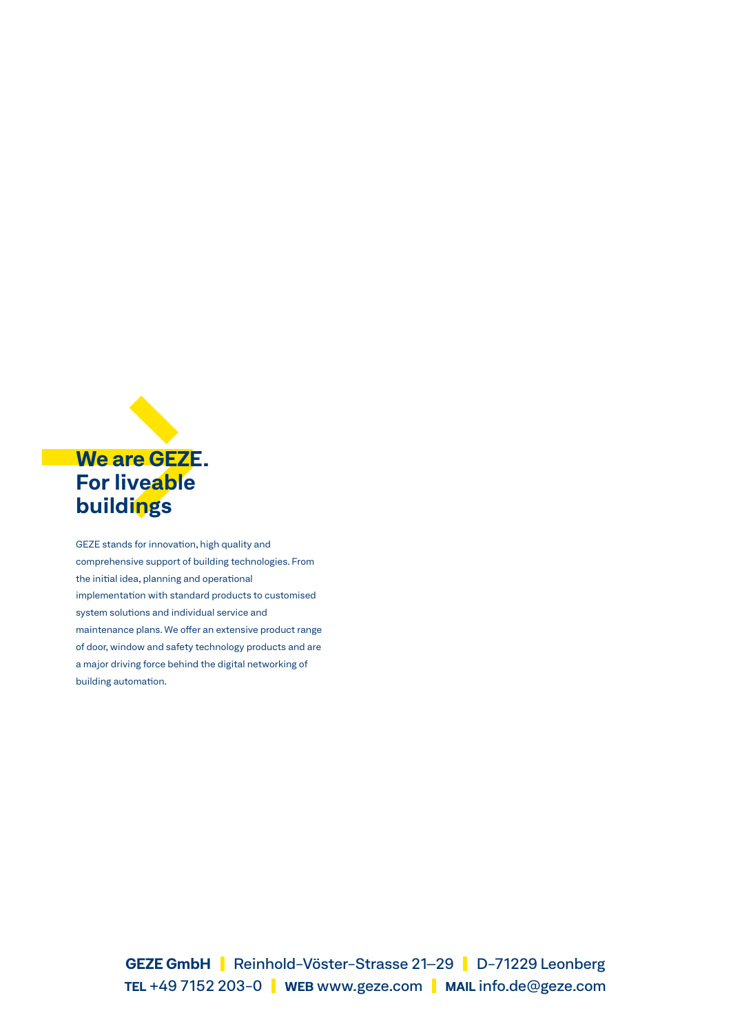## We are GEZE. For liveable buildings

GEZE stands for innovation, high quality and comprehensive support of building technologies. From the initial idea, planning and operational implementation with standard products to customised system solutions and individual service and maintenance plans. We offer an extensive product range of door, window and safety technology products and are a major driving force behind the digital networking of building automation.

**GEZE GmbH** | Reinhold-Vöster-Strasse 21–29 | D-71229 Leonberg
**TEL** +49 7152 203-0 | **WEB** www.geze.com | **MAIL** info.de@geze.com